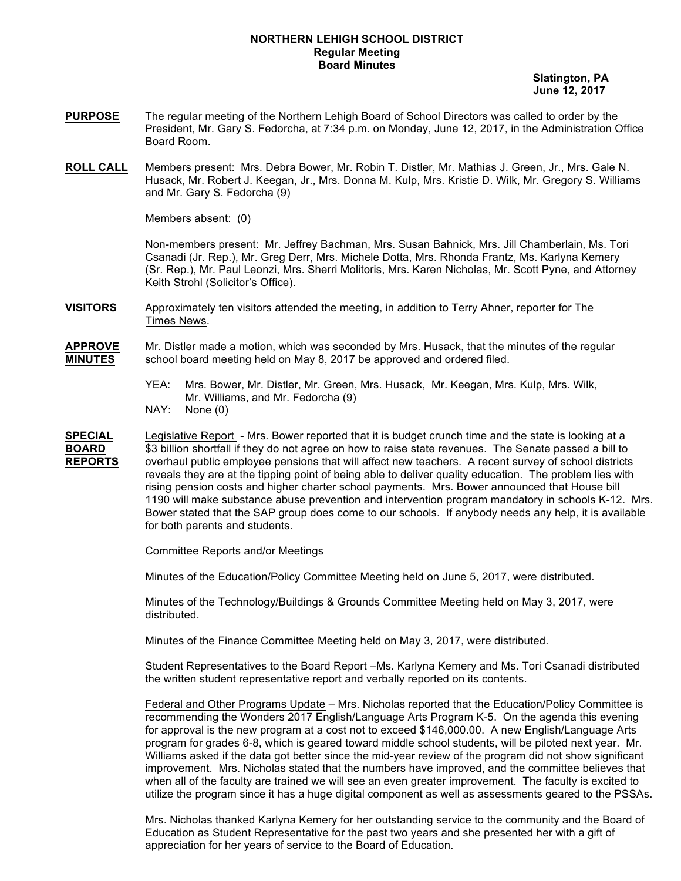**NORTHERN LEHIGH SCHOOL DISTRICT**
**Regular Meeting**
**Board Minutes**

**Slatington, PA**
**June 12, 2017**

**PURPOSE** The regular meeting of the Northern Lehigh Board of School Directors was called to order by the President, Mr. Gary S. Fedorcha, at 7:34 p.m. on Monday, June 12, 2017, in the Administration Office Board Room.

**ROLL CALL** Members present: Mrs. Debra Bower, Mr. Robin T. Distler, Mr. Mathias J. Green, Jr., Mrs. Gale N. Husack, Mr. Robert J. Keegan, Jr., Mrs. Donna M. Kulp, Mrs. Kristie D. Wilk, Mr. Gregory S. Williams and Mr. Gary S. Fedorcha (9)

Members absent: (0)

Non-members present: Mr. Jeffrey Bachman, Mrs. Susan Bahnick, Mrs. Jill Chamberlain, Ms. Tori Csanadi (Jr. Rep.), Mr. Greg Derr, Mrs. Michele Dotta, Mrs. Rhonda Frantz, Ms. Karlyna Kemery (Sr. Rep.), Mr. Paul Leonzi, Mrs. Sherri Molitoris, Mrs. Karen Nicholas, Mr. Scott Pyne, and Attorney Keith Strohl (Solicitor's Office).

**VISITORS** Approximately ten visitors attended the meeting, in addition to Terry Ahner, reporter for The Times News.

**APPROVE MINUTES** Mr. Distler made a motion, which was seconded by Mrs. Husack, that the minutes of the regular school board meeting held on May 8, 2017 be approved and ordered filed.

YEA: Mrs. Bower, Mr. Distler, Mr. Green, Mrs. Husack, Mr. Keegan, Mrs. Kulp, Mrs. Wilk, Mr. Williams, and Mr. Fedorcha (9)
NAY: None (0)

**SPECIAL BOARD REPORTS** Legislative Report - Mrs. Bower reported that it is budget crunch time and the state is looking at a $3 billion shortfall if they do not agree on how to raise state revenues. The Senate passed a bill to overhaul public employee pensions that will affect new teachers. A recent survey of school districts reveals they are at the tipping point of being able to deliver quality education. The problem lies with rising pension costs and higher charter school payments. Mrs. Bower announced that House bill 1190 will make substance abuse prevention and intervention program mandatory in schools K-12. Mrs. Bower stated that the SAP group does come to our schools. If anybody needs any help, it is available for both parents and students.

Committee Reports and/or Meetings

Minutes of the Education/Policy Committee Meeting held on June 5, 2017, were distributed.

Minutes of the Technology/Buildings & Grounds Committee Meeting held on May 3, 2017, were distributed.

Minutes of the Finance Committee Meeting held on May 3, 2017, were distributed.

Student Representatives to the Board Report –Ms. Karlyna Kemery and Ms. Tori Csanadi distributed the written student representative report and verbally reported on its contents.

Federal and Other Programs Update – Mrs. Nicholas reported that the Education/Policy Committee is recommending the Wonders 2017 English/Language Arts Program K-5. On the agenda this evening for approval is the new program at a cost not to exceed $146,000.00. A new English/Language Arts program for grades 6-8, which is geared toward middle school students, will be piloted next year. Mr. Williams asked if the data got better since the mid-year review of the program did not show significant improvement. Mrs. Nicholas stated that the numbers have improved, and the committee believes that when all of the faculty are trained we will see an even greater improvement. The faculty is excited to utilize the program since it has a huge digital component as well as assessments geared to the PSSAs.

Mrs. Nicholas thanked Karlyna Kemery for her outstanding service to the community and the Board of Education as Student Representative for the past two years and she presented her with a gift of appreciation for her years of service to the Board of Education.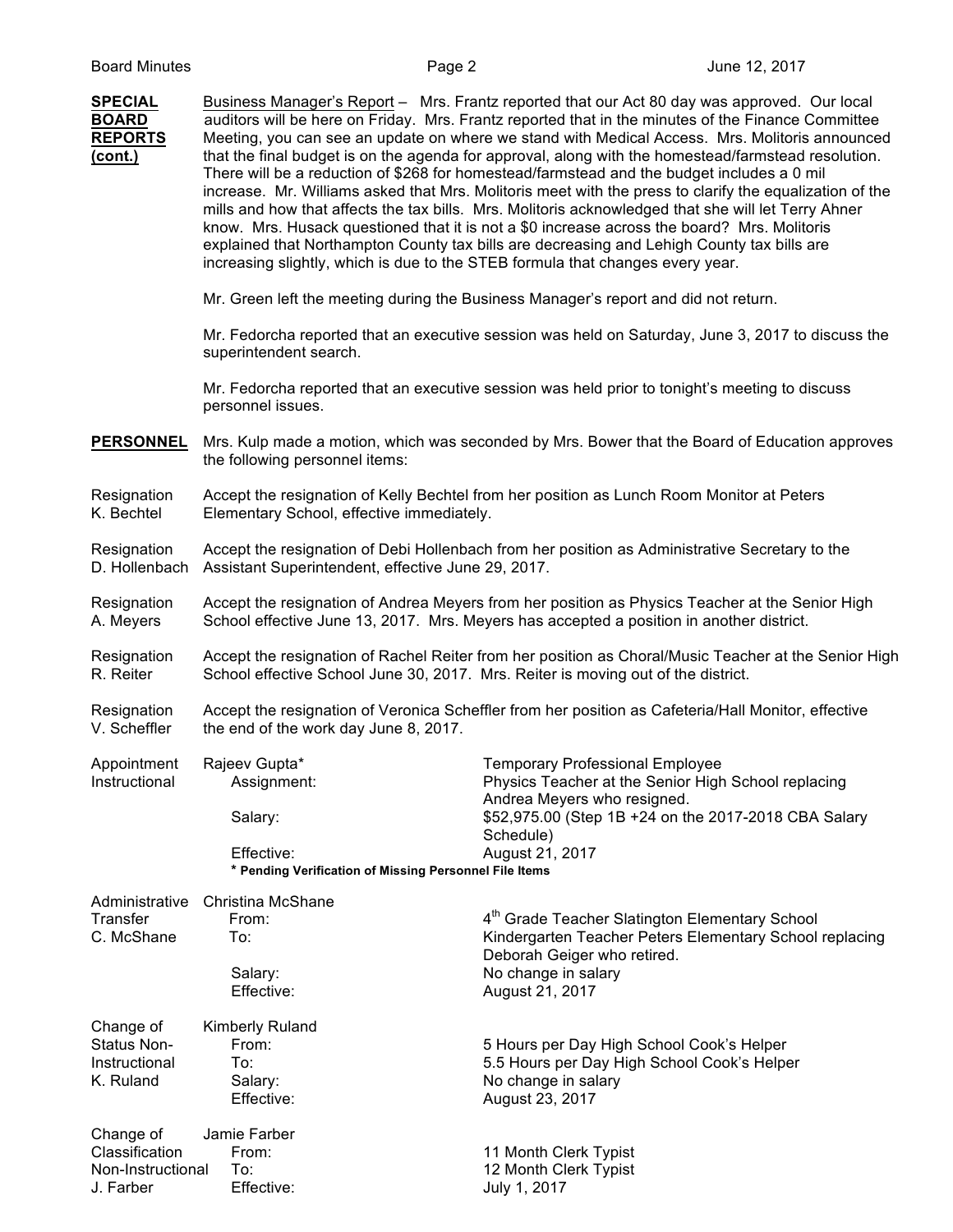**SPECIAL BOARD REPORTS (cont.)**

Business Manager's Report – Mrs. Frantz reported that our Act 80 day was approved. Our local auditors will be here on Friday. Mrs. Frantz reported that in the minutes of the Finance Committee Meeting, you can see an update on where we stand with Medical Access. Mrs. Molitoris announced that the final budget is on the agenda for approval, along with the homestead/farmstead resolution. There will be a reduction of $268 for homestead/farmstead and the budget includes a 0 mil increase. Mr. Williams asked that Mrs. Molitoris meet with the press to clarify the equalization of the mills and how that affects the tax bills. Mrs. Molitoris acknowledged that she will let Terry Ahner know. Mrs. Husack questioned that it is not a $0 increase across the board? Mrs. Molitoris explained that Northampton County tax bills are decreasing and Lehigh County tax bills are increasing slightly, which is due to the STEB formula that changes every year.

Mr. Green left the meeting during the Business Manager's report and did not return.

Mr. Fedorcha reported that an executive session was held on Saturday, June 3, 2017 to discuss the superintendent search.

Mr. Fedorcha reported that an executive session was held prior to tonight's meeting to discuss personnel issues.

**PERSONNEL**

Mrs. Kulp made a motion, which was seconded by Mrs. Bower that the Board of Education approves the following personnel items:

**Resignation K. Bechtel**
Accept the resignation of Kelly Bechtel from her position as Lunch Room Monitor at Peters Elementary School, effective immediately.

**Resignation D. Hollenbach**
Accept the resignation of Debi Hollenbach from her position as Administrative Secretary to the Assistant Superintendent, effective June 29, 2017.

**Resignation A. Meyers**
Accept the resignation of Andrea Meyers from her position as Physics Teacher at the Senior High School effective June 13, 2017. Mrs. Meyers has accepted a position in another district.

**Resignation R. Reiter**
Accept the resignation of Rachel Reiter from her position as Choral/Music Teacher at the Senior High School effective School June 30, 2017. Mrs. Reiter is moving out of the district.

**Resignation V. Scheffler**
Accept the resignation of Veronica Scheffler from her position as Cafeteria/Hall Monitor, effective the end of the work day June 8, 2017.

**Appointment Instructional**
Rajeev Gupta* — Temporary Professional Employee
- Assignment: Physics Teacher at the Senior High School replacing Andrea Meyers who resigned.
- Salary: $52,975.00 (Step 1B +24 on the 2017-2018 CBA Salary Schedule)
- Effective: August 21, 2017

**\* Pending Verification of Missing Personnel File Items**

**Administrative Transfer C. McShane**
Christina McShane
- From: 4th Grade Teacher Slatington Elementary School
- To: Kindergarten Teacher Peters Elementary School replacing Deborah Geiger who retired.
- Salary: No change in salary
- Effective: August 21, 2017

**Change of Status Non-Instructional K. Ruland**
Kimberly Ruland
- From: 5 Hours per Day High School Cook's Helper
- To: 5.5 Hours per Day High School Cook's Helper
- Salary: No change in salary
- Effective: August 23, 2017

**Change of Classification Non-Instructional J. Farber**
Jamie Farber
- From: 11 Month Clerk Typist
- To: 12 Month Clerk Typist
- Effective: July 1, 2017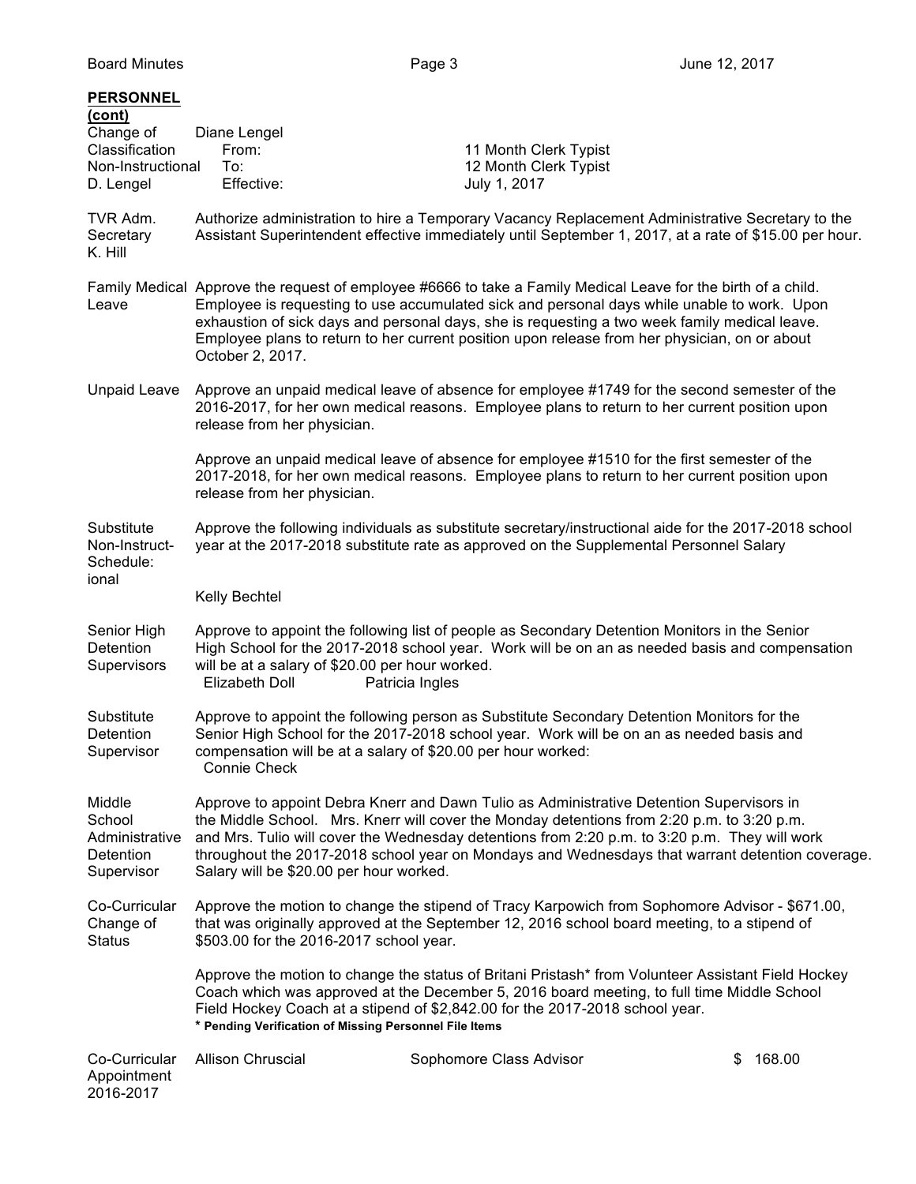**PERSONNEL (cont)**

**Change of Classification Non-Instructional D. Lengel**

Diane Lengel

| | |
|---|---|
| From: | 11 Month Clerk Typist |
| To: | 12 Month Clerk Typist |
| Effective: | July 1, 2017 |

**TVR Adm. Secretary K. Hill**

Authorize administration to hire a Temporary Vacancy Replacement Administrative Secretary to the Assistant Superintendent effective immediately until September 1, 2017, at a rate of $15.00 per hour.

**Family Medical Leave**

Approve the request of employee #6666 to take a Family Medical Leave for the birth of a child. Employee is requesting to use accumulated sick and personal days while unable to work. Upon exhaustion of sick days and personal days, she is requesting a two week family medical leave. Employee plans to return to her current position upon release from her physician, on or about October 2, 2017.

**Unpaid Leave**

Approve an unpaid medical leave of absence for employee #1749 for the second semester of the 2016-2017, for her own medical reasons. Employee plans to return to her current position upon release from her physician.

Approve an unpaid medical leave of absence for employee #1510 for the first semester of the 2017-2018, for her own medical reasons. Employee plans to return to her current position upon release from her physician.

**Substitute Non-Instructional**

Approve the following individuals as substitute secretary/instructional aide for the 2017-2018 school year at the 2017-2018 substitute rate as approved on the Supplemental Personnel Salary Schedule:

Kelly Bechtel

**Senior High Detention Supervisors**

Approve to appoint the following list of people as Secondary Detention Monitors in the Senior High School for the 2017-2018 school year. Work will be on an as needed basis and compensation will be at a salary of $20.00 per hour worked.

Elizabeth Doll  Patricia Ingles

**Substitute Detention Supervisor**

Approve to appoint the following person as Substitute Secondary Detention Monitors for the Senior High School for the 2017-2018 school year. Work will be on an as needed basis and compensation will be at a salary of $20.00 per hour worked:

Connie Check

**Middle School Administrative Detention Supervisor**

Approve to appoint Debra Knerr and Dawn Tulio as Administrative Detention Supervisors in the Middle School. Mrs. Knerr will cover the Monday detentions from 2:20 p.m. to 3:20 p.m. and Mrs. Tulio will cover the Wednesday detentions from 2:20 p.m. to 3:20 p.m. They will work throughout the 2017-2018 school year on Mondays and Wednesdays that warrant detention coverage. Salary will be $20.00 per hour worked.

**Co-Curricular Change of Status**

Approve the motion to change the stipend of Tracy Karpowich from Sophomore Advisor - $671.00, that was originally approved at the September 12, 2016 school board meeting, to a stipend of $503.00 for the 2016-2017 school year.

Approve the motion to change the status of Britani Pristash* from Volunteer Assistant Field Hockey Coach which was approved at the December 5, 2016 board meeting, to full time Middle School Field Hockey Coach at a stipend of $2,842.00 for the 2017-2018 school year.

**\* Pending Verification of Missing Personnel File Items**

**Co-Curricular Appointment 2016-2017**

| | | |
|---|---|---|
| Allison Chruscial | Sophomore Class Advisor | $ 168.00 |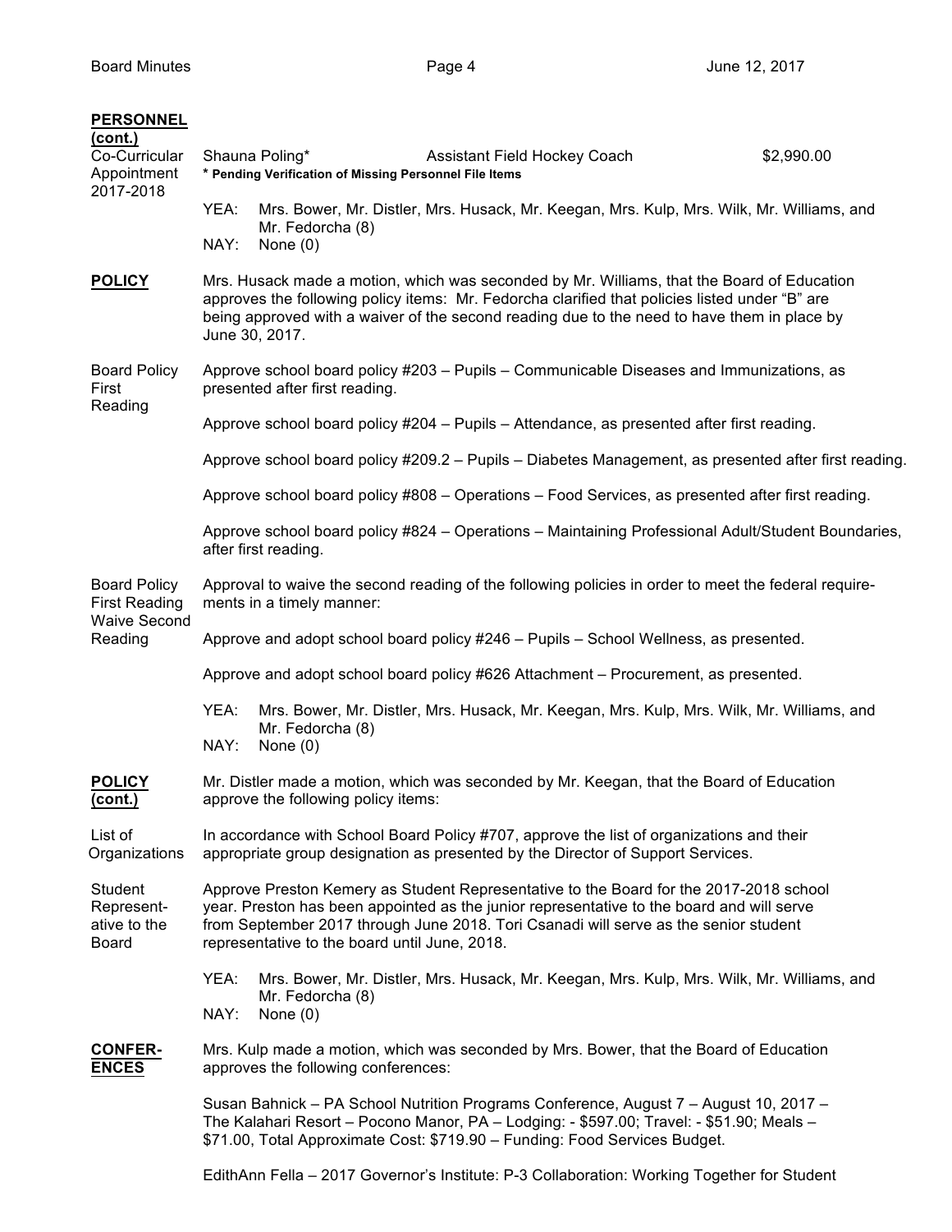**PERSONNEL (cont.)**

Co-Curricular Appointment 2017-2018

| | | |
|---|---|---|
| Shauna Poling* | Assistant Field Hockey Coach | $2,990.00 |

**\* Pending Verification of Missing Personnel File Items**

YEA: Mrs. Bower, Mr. Distler, Mrs. Husack, Mr. Keegan, Mrs. Kulp, Mrs. Wilk, Mr. Williams, and Mr. Fedorcha (8)
NAY: None (0)

**POLICY**

Mrs. Husack made a motion, which was seconded by Mr. Williams, that the Board of Education approves the following policy items: Mr. Fedorcha clarified that policies listed under "B" are being approved with a waiver of the second reading due to the need to have them in place by June 30, 2017.

Board Policy First Reading

Approve school board policy #203 – Pupils – Communicable Diseases and Immunizations, as presented after first reading.

Approve school board policy #204 – Pupils – Attendance, as presented after first reading.

Approve school board policy #209.2 – Pupils – Diabetes Management, as presented after first reading.

Approve school board policy #808 – Operations – Food Services, as presented after first reading.

Approve school board policy #824 – Operations – Maintaining Professional Adult/Student Boundaries, after first reading.

Board Policy First Reading Waive Second Reading

Approval to waive the second reading of the following policies in order to meet the federal requirements in a timely manner:

Approve and adopt school board policy #246 – Pupils – School Wellness, as presented.

Approve and adopt school board policy #626 Attachment – Procurement, as presented.

YEA: Mrs. Bower, Mr. Distler, Mrs. Husack, Mr. Keegan, Mrs. Kulp, Mrs. Wilk, Mr. Williams, and Mr. Fedorcha (8)
NAY: None (0)

**POLICY (cont.)**

Mr. Distler made a motion, which was seconded by Mr. Keegan, that the Board of Education approve the following policy items:

List of Organizations

In accordance with School Board Policy #707, approve the list of organizations and their appropriate group designation as presented by the Director of Support Services.

Student Representative to the Board

Approve Preston Kemery as Student Representative to the Board for the 2017-2018 school year. Preston has been appointed as the junior representative to the board and will serve from September 2017 through June 2018. Tori Csanadi will serve as the senior student representative to the board until June, 2018.

YEA: Mrs. Bower, Mr. Distler, Mrs. Husack, Mr. Keegan, Mrs. Kulp, Mrs. Wilk, Mr. Williams, and Mr. Fedorcha (8)
NAY: None (0)

**CONFERENCES**

Mrs. Kulp made a motion, which was seconded by Mrs. Bower, that the Board of Education approves the following conferences:

Susan Bahnick – PA School Nutrition Programs Conference, August 7 – August 10, 2017 – The Kalahari Resort – Pocono Manor, PA – Lodging: - $597.00; Travel: - $51.90; Meals – $71.00, Total Approximate Cost: $719.90 – Funding: Food Services Budget.

EdithAnn Fella – 2017 Governor's Institute: P-3 Collaboration: Working Together for Student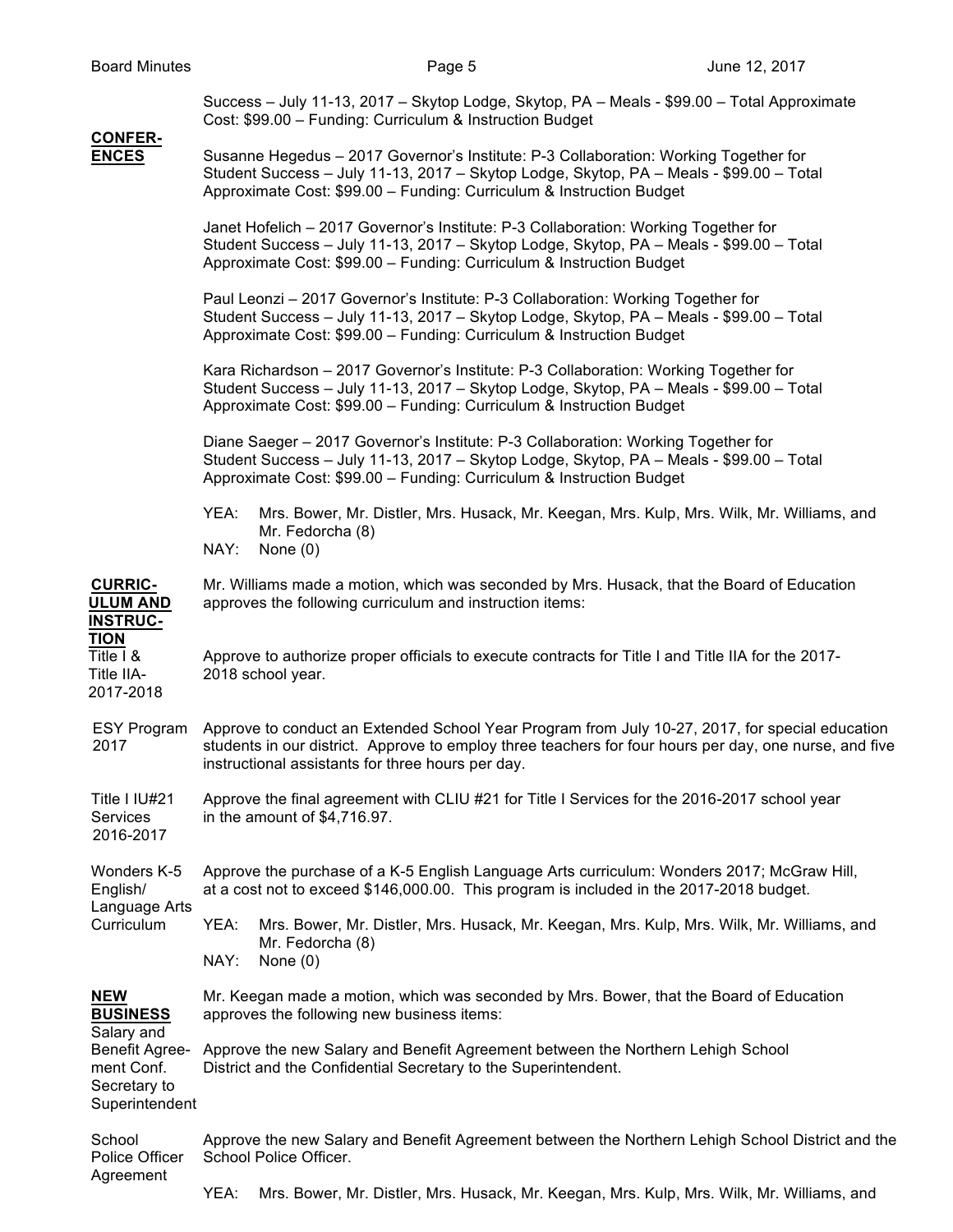Success – July 11-13, 2017 – Skytop Lodge, Skytop, PA – Meals - $99.00 – Total Approximate Cost: $99.00 – Funding: Curriculum & Instruction Budget

**CONFER-ENCES**

Susanne Hegedus – 2017 Governor's Institute: P-3 Collaboration: Working Together for Student Success – July 11-13, 2017 – Skytop Lodge, Skytop, PA – Meals - $99.00 – Total Approximate Cost: $99.00 – Funding: Curriculum & Instruction Budget

Janet Hofelich – 2017 Governor's Institute: P-3 Collaboration: Working Together for Student Success – July 11-13, 2017 – Skytop Lodge, Skytop, PA – Meals - $99.00 – Total Approximate Cost: $99.00 – Funding: Curriculum & Instruction Budget

Paul Leonzi – 2017 Governor's Institute: P-3 Collaboration: Working Together for Student Success – July 11-13, 2017 – Skytop Lodge, Skytop, PA – Meals - $99.00 – Total Approximate Cost: $99.00 – Funding: Curriculum & Instruction Budget

Kara Richardson – 2017 Governor's Institute: P-3 Collaboration: Working Together for Student Success – July 11-13, 2017 – Skytop Lodge, Skytop, PA – Meals - $99.00 – Total Approximate Cost: $99.00 – Funding: Curriculum & Instruction Budget

Diane Saeger – 2017 Governor's Institute: P-3 Collaboration: Working Together for Student Success – July 11-13, 2017 – Skytop Lodge, Skytop, PA – Meals - $99.00 – Total Approximate Cost: $99.00 – Funding: Curriculum & Instruction Budget

YEA: Mrs. Bower, Mr. Distler, Mrs. Husack, Mr. Keegan, Mrs. Kulp, Mrs. Wilk, Mr. Williams, and Mr. Fedorcha (8)
NAY: None (0)

**CURRIC-ULUM AND INSTRUC-TION**

Mr. Williams made a motion, which was seconded by Mrs. Husack, that the Board of Education approves the following curriculum and instruction items:

Title I & Title IIA-2017-2018

Approve to authorize proper officials to execute contracts for Title I and Title IIA for the 2017-2018 school year.

ESY Program 2017

Approve to conduct an Extended School Year Program from July 10-27, 2017, for special education students in our district. Approve to employ three teachers for four hours per day, one nurse, and five instructional assistants for three hours per day.

Title I IU#21 Services 2016-2017

Approve the final agreement with CLIU #21 for Title I Services for the 2016-2017 school year in the amount of $4,716.97.

Wonders K-5 English/ Language Arts Curriculum

Approve the purchase of a K-5 English Language Arts curriculum: Wonders 2017; McGraw Hill, at a cost not to exceed $146,000.00. This program is included in the 2017-2018 budget.

YEA: Mrs. Bower, Mr. Distler, Mrs. Husack, Mr. Keegan, Mrs. Kulp, Mrs. Wilk, Mr. Williams, and Mr. Fedorcha (8)
NAY: None (0)

**NEW BUSINESS**

Mr. Keegan made a motion, which was seconded by Mrs. Bower, that the Board of Education approves the following new business items:

Salary and Benefit Agree-ment Conf. Secretary to Superintendent

Approve the new Salary and Benefit Agreement between the Northern Lehigh School District and the Confidential Secretary to the Superintendent.

School Police Officer Agreement

Approve the new Salary and Benefit Agreement between the Northern Lehigh School District and the School Police Officer.

YEA: Mrs. Bower, Mr. Distler, Mrs. Husack, Mr. Keegan, Mrs. Kulp, Mrs. Wilk, Mr. Williams, and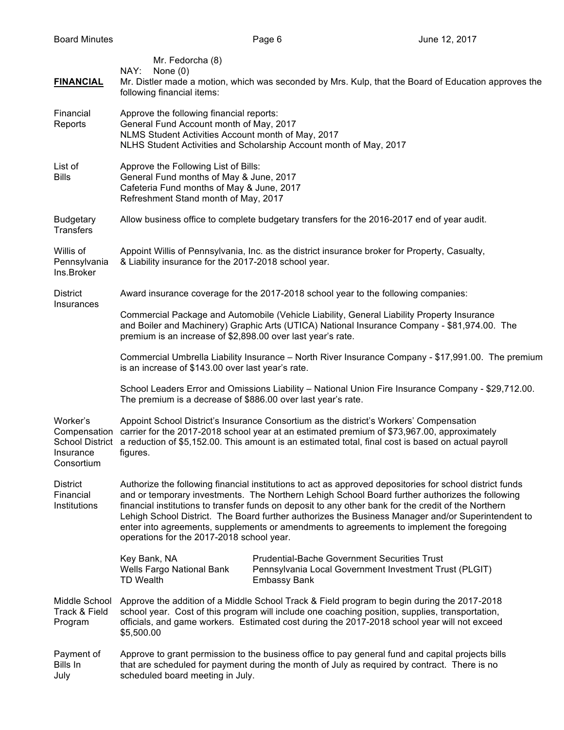Mr. Fedorcha (8)
NAY: None (0)

**FINANCIAL** Mr. Distler made a motion, which was seconded by Mrs. Kulp, that the Board of Education approves the following financial items:

Financial Reports — Approve the following financial reports:
General Fund Account month of May, 2017
NLMS Student Activities Account month of May, 2017
NLHS Student Activities and Scholarship Account month of May, 2017

List of Bills — Approve the Following List of Bills:
General Fund months of May & June, 2017
Cafeteria Fund months of May & June, 2017
Refreshment Stand month of May, 2017

Budgetary Transfers — Allow business office to complete budgetary transfers for the 2016-2017 end of year audit.

Willis of Pennsylvania Ins.Broker — Appoint Willis of Pennsylvania, Inc. as the district insurance broker for Property, Casualty, & Liability insurance for the 2017-2018 school year.

District Insurances — Award insurance coverage for the 2017-2018 school year to the following companies:

Commercial Package and Automobile (Vehicle Liability, General Liability Property Insurance and Boiler and Machinery) Graphic Arts (UTICA) National Insurance Company - $81,974.00. The premium is an increase of $2,898.00 over last year's rate.

Commercial Umbrella Liability Insurance – North River Insurance Company - $17,991.00. The premium is an increase of $143.00 over last year's rate.

School Leaders Error and Omissions Liability – National Union Fire Insurance Company - $29,712.00. The premium is a decrease of $886.00 over last year's rate.

Worker's Compensation School District Insurance Consortium — Appoint School District's Insurance Consortium as the district's Workers' Compensation carrier for the 2017-2018 school year at an estimated premium of $73,967.00, approximately a reduction of $5,152.00. This amount is an estimated total, final cost is based on actual payroll figures.

District Financial Institutions — Authorize the following financial institutions to act as approved depositories for school district funds and or temporary investments. The Northern Lehigh School Board further authorizes the following financial institutions to transfer funds on deposit to any other bank for the credit of the Northern Lehigh School District. The Board further authorizes the Business Manager and/or Superintendent to enter into agreements, supplements or amendments to agreements to implement the foregoing operations for the 2017-2018 school year.

| | |
|---|---|
| Key Bank, NA | Prudential-Bache Government Securities Trust |
| Wells Fargo National Bank | Pennsylvania Local Government Investment Trust (PLGIT) |
| TD Wealth | Embassy Bank |

Middle School Track & Field Program — Approve the addition of a Middle School Track & Field program to begin during the 2017-2018 school year. Cost of this program will include one coaching position, supplies, transportation, officials, and game workers. Estimated cost during the 2017-2018 school year will not exceed $5,500.00

Payment of Bills In July — Approve to grant permission to the business office to pay general fund and capital projects bills that are scheduled for payment during the month of July as required by contract. There is no scheduled board meeting in July.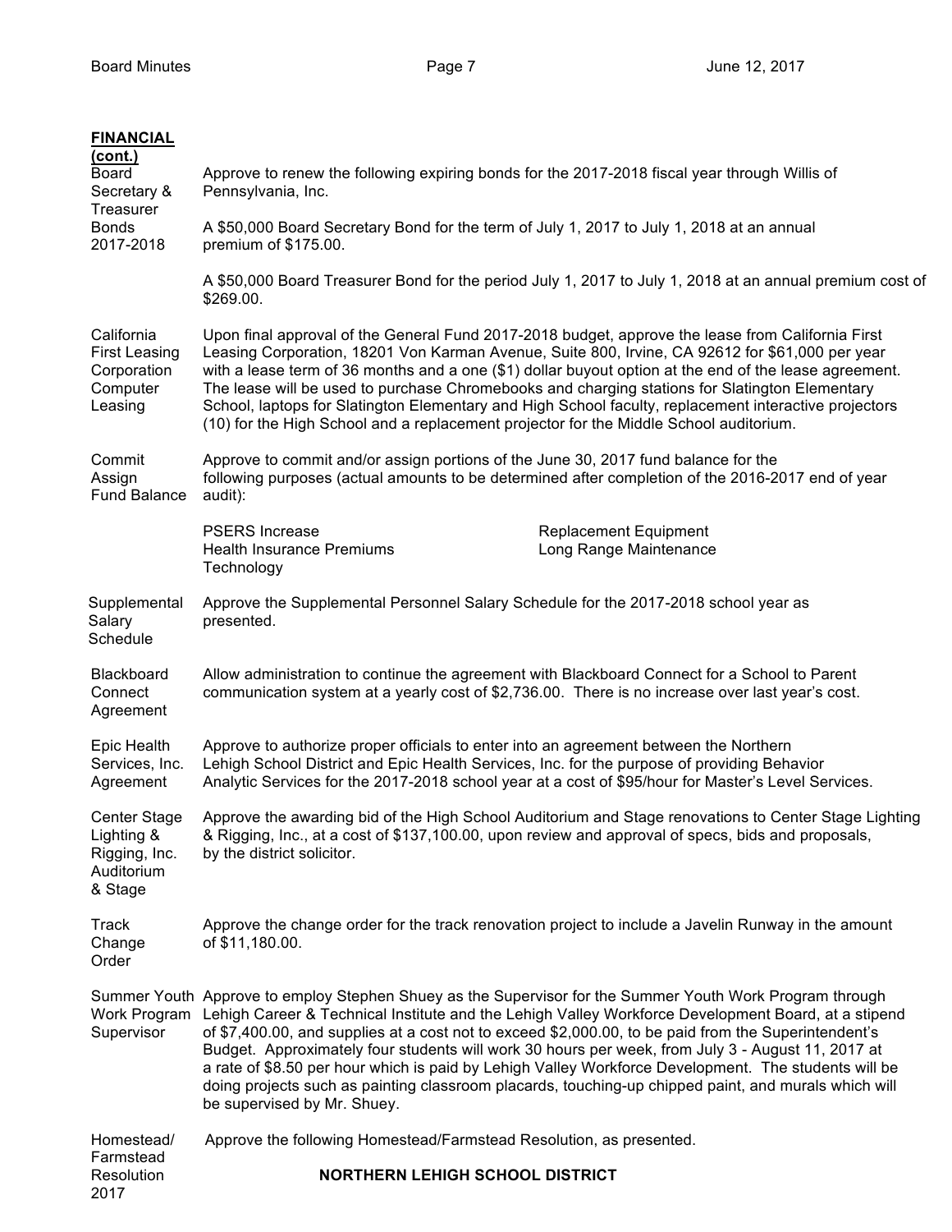**FINANCIAL (cont.)**

**Board Secretary & Treasurer Bonds 2017-2018**

Approve to renew the following expiring bonds for the 2017-2018 fiscal year through Willis of Pennsylvania, Inc.

A $50,000 Board Secretary Bond for the term of July 1, 2017 to July 1, 2018 at an annual premium of $175.00.

A $50,000 Board Treasurer Bond for the period July 1, 2017 to July 1, 2018 at an annual premium cost of $269.00.

**California First Leasing Corporation Computer Leasing**

Upon final approval of the General Fund 2017-2018 budget, approve the lease from California First Leasing Corporation, 18201 Von Karman Avenue, Suite 800, Irvine, CA 92612 for $61,000 per year with a lease term of 36 months and a one ($1) dollar buyout option at the end of the lease agreement. The lease will be used to purchase Chromebooks and charging stations for Slatington Elementary School, laptops for Slatington Elementary and High School faculty, replacement interactive projectors (10) for the High School and a replacement projector for the Middle School auditorium.

**Commit Assign Fund Balance**

Approve to commit and/or assign portions of the June 30, 2017 fund balance for the following purposes (actual amounts to be determined after completion of the 2016-2017 end of year audit):

- PSERS Increase
- Health Insurance Premiums
- Technology
- Replacement Equipment
- Long Range Maintenance

**Supplemental Salary Schedule**

Approve the Supplemental Personnel Salary Schedule for the 2017-2018 school year as presented.

**Blackboard Connect Agreement**

Allow administration to continue the agreement with Blackboard Connect for a School to Parent communication system at a yearly cost of $2,736.00. There is no increase over last year's cost.

**Epic Health Services, Inc. Agreement**

Approve to authorize proper officials to enter into an agreement between the Northern Lehigh School District and Epic Health Services, Inc. for the purpose of providing Behavior Analytic Services for the 2017-2018 school year at a cost of $95/hour for Master's Level Services.

**Center Stage Lighting & Rigging, Inc. Auditorium & Stage**

Approve the awarding bid of the High School Auditorium and Stage renovations to Center Stage Lighting & Rigging, Inc., at a cost of $137,100.00, upon review and approval of specs, bids and proposals, by the district solicitor.

**Track Change Order**

Approve the change order for the track renovation project to include a Javelin Runway in the amount of $11,180.00.

**Summer Youth Work Program Supervisor**

Approve to employ Stephen Shuey as the Supervisor for the Summer Youth Work Program through Lehigh Career & Technical Institute and the Lehigh Valley Workforce Development Board, at a stipend of $7,400.00, and supplies at a cost not to exceed $2,000.00, to be paid from the Superintendent's Budget. Approximately four students will work 30 hours per week, from July 3 - August 11, 2017 at a rate of $8.50 per hour which is paid by Lehigh Valley Workforce Development. The students will be doing projects such as painting classroom placards, touching-up chipped paint, and murals which will be supervised by Mr. Shuey.

**Homestead/ Farmstead Resolution 2017**

Approve the following Homestead/Farmstead Resolution, as presented.

**NORTHERN LEHIGH SCHOOL DISTRICT**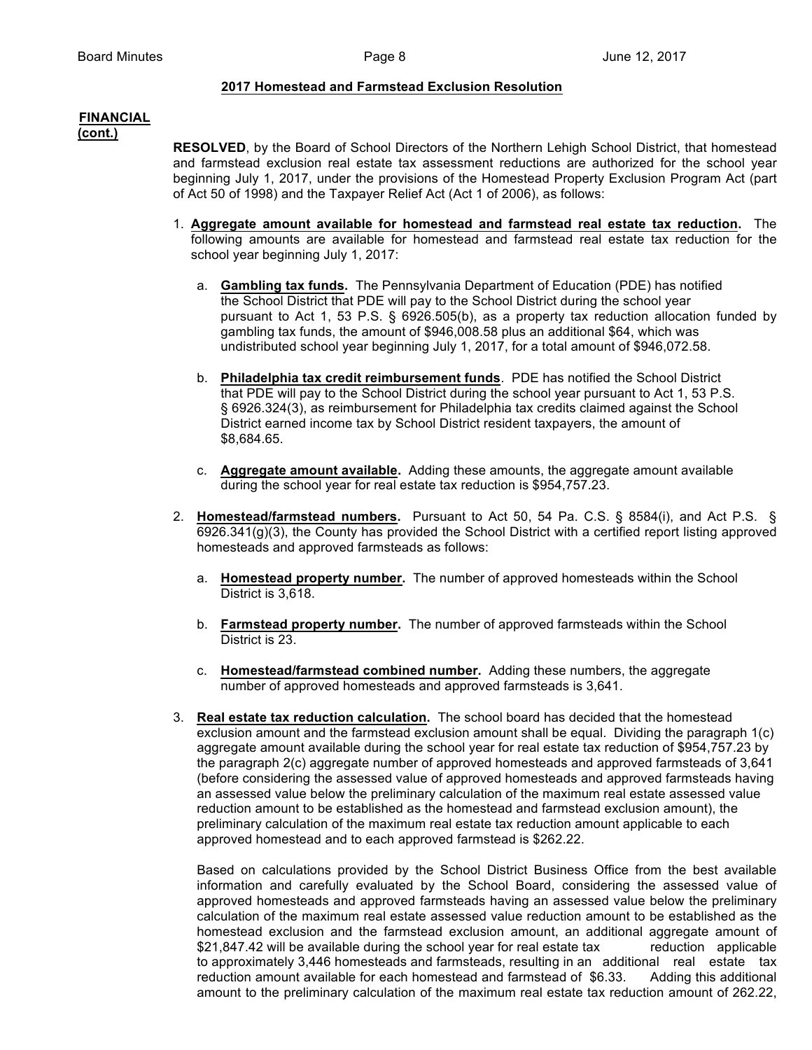## 2017 Homestead and Farmstead Exclusion Resolution

**FINANCIAL (cont.)**

**RESOLVED**, by the Board of School Directors of the Northern Lehigh School District, that homestead and farmstead exclusion real estate tax assessment reductions are authorized for the school year beginning July 1, 2017, under the provisions of the Homestead Property Exclusion Program Act (part of Act 50 of 1998) and the Taxpayer Relief Act (Act 1 of 2006), as follows:

1. **Aggregate amount available for homestead and farmstead real estate tax reduction.** The following amounts are available for homestead and farmstead real estate tax reduction for the school year beginning July 1, 2017:

   a. **Gambling tax funds.** The Pennsylvania Department of Education (PDE) has notified the School District that PDE will pay to the School District during the school year pursuant to Act 1, 53 P.S. § 6926.505(b), as a property tax reduction allocation funded by gambling tax funds, the amount of $946,008.58 plus an additional $64, which was undistributed school year beginning July 1, 2017, for a total amount of $946,072.58.

   b. **Philadelphia tax credit reimbursement funds**. PDE has notified the School District that PDE will pay to the School District during the school year pursuant to Act 1, 53 P.S. § 6926.324(3), as reimbursement for Philadelphia tax credits claimed against the School District earned income tax by School District resident taxpayers, the amount of $8,684.65.

   c. **Aggregate amount available.** Adding these amounts, the aggregate amount available during the school year for real estate tax reduction is $954,757.23.

2. **Homestead/farmstead numbers.** Pursuant to Act 50, 54 Pa. C.S. § 8584(i), and Act P.S. § 6926.341(g)(3), the County has provided the School District with a certified report listing approved homesteads and approved farmsteads as follows:

   a. **Homestead property number.** The number of approved homesteads within the School District is 3,618.

   b. **Farmstead property number.** The number of approved farmsteads within the School District is 23.

   c. **Homestead/farmstead combined number.** Adding these numbers, the aggregate number of approved homesteads and approved farmsteads is 3,641.

3. **Real estate tax reduction calculation.** The school board has decided that the homestead exclusion amount and the farmstead exclusion amount shall be equal. Dividing the paragraph 1(c) aggregate amount available during the school year for real estate tax reduction of $954,757.23 by the paragraph 2(c) aggregate number of approved homesteads and approved farmsteads of 3,641 (before considering the assessed value of approved homesteads and approved farmsteads having an assessed value below the preliminary calculation of the maximum real estate assessed value reduction amount to be established as the homestead and farmstead exclusion amount), the preliminary calculation of the maximum real estate tax reduction amount applicable to each approved homestead and to each approved farmstead is $262.22.

   Based on calculations provided by the School District Business Office from the best available information and carefully evaluated by the School Board, considering the assessed value of approved homesteads and approved farmsteads having an assessed value below the preliminary calculation of the maximum real estate assessed value reduction amount to be established as the homestead exclusion and the farmstead exclusion amount, an additional aggregate amount of $21,847.42 will be available during the school year for real estate tax reduction applicable to approximately 3,446 homesteads and farmsteads, resulting in an additional real estate tax reduction amount available for each homestead and farmstead of $6.33. Adding this additional amount to the preliminary calculation of the maximum real estate tax reduction amount of 262.22,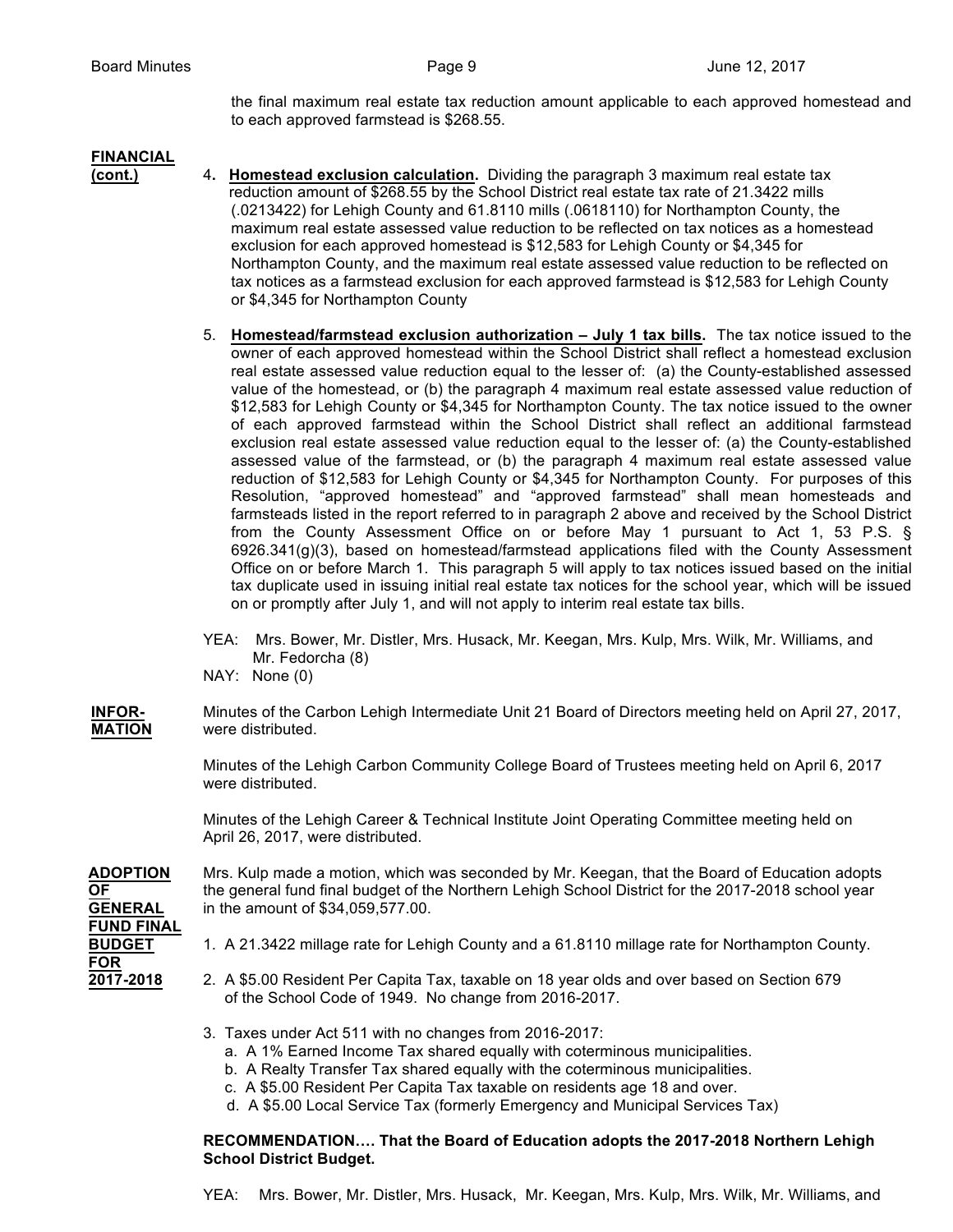the final maximum real estate tax reduction amount applicable to each approved homestead and to each approved farmstead is $268.55.

**FINANCIAL (cont.)**

4. **Homestead exclusion calculation.** Dividing the paragraph 3 maximum real estate tax reduction amount of $268.55 by the School District real estate tax rate of 21.3422 mills (.0213422) for Lehigh County and 61.8110 mills (.0618110) for Northampton County, the maximum real estate assessed value reduction to be reflected on tax notices as a homestead exclusion for each approved homestead is $12,583 for Lehigh County or $4,345 for Northampton County, and the maximum real estate assessed value reduction to be reflected on tax notices as a farmstead exclusion for each approved farmstead is $12,583 for Lehigh County or $4,345 for Northampton County

5. **Homestead/farmstead exclusion authorization – July 1 tax bills.** The tax notice issued to the owner of each approved homestead within the School District shall reflect a homestead exclusion real estate assessed value reduction equal to the lesser of: (a) the County-established assessed value of the homestead, or (b) the paragraph 4 maximum real estate assessed value reduction of $12,583 for Lehigh County or $4,345 for Northampton County. The tax notice issued to the owner of each approved farmstead within the School District shall reflect an additional farmstead exclusion real estate assessed value reduction equal to the lesser of: (a) the County-established assessed value of the farmstead, or (b) the paragraph 4 maximum real estate assessed value reduction of $12,583 for Lehigh County or $4,345 for Northampton County. For purposes of this Resolution, "approved homestead" and "approved farmstead" shall mean homesteads and farmsteads listed in the report referred to in paragraph 2 above and received by the School District from the County Assessment Office on or before May 1 pursuant to Act 1, 53 P.S. § 6926.341(g)(3), based on homestead/farmstead applications filed with the County Assessment Office on or before March 1. This paragraph 5 will apply to tax notices issued based on the initial tax duplicate used in issuing initial real estate tax notices for the school year, which will be issued on or promptly after July 1, and will not apply to interim real estate tax bills.

YEA: Mrs. Bower, Mr. Distler, Mrs. Husack, Mr. Keegan, Mrs. Kulp, Mrs. Wilk, Mr. Williams, and Mr. Fedorcha (8)
NAY: None (0)

**INFORMATION**

Minutes of the Carbon Lehigh Intermediate Unit 21 Board of Directors meeting held on April 27, 2017, were distributed.

Minutes of the Lehigh Carbon Community College Board of Trustees meeting held on April 6, 2017 were distributed.

Minutes of the Lehigh Career & Technical Institute Joint Operating Committee meeting held on April 26, 2017, were distributed.

**ADOPTION OF GENERAL FUND FINAL BUDGET FOR 2017-2018**

Mrs. Kulp made a motion, which was seconded by Mr. Keegan, that the Board of Education adopts the general fund final budget of the Northern Lehigh School District for the 2017-2018 school year in the amount of $34,059,577.00.

1. A 21.3422 millage rate for Lehigh County and a 61.8110 millage rate for Northampton County.

2. A $5.00 Resident Per Capita Tax, taxable on 18 year olds and over based on Section 679 of the School Code of 1949. No change from 2016-2017.

3. Taxes under Act 511 with no changes from 2016-2017:
   a. A 1% Earned Income Tax shared equally with coterminous municipalities.
   b. A Realty Transfer Tax shared equally with the coterminous municipalities.
   c. A $5.00 Resident Per Capita Tax taxable on residents age 18 and over.
   d. A $5.00 Local Service Tax (formerly Emergency and Municipal Services Tax)

**RECOMMENDATION…. That the Board of Education adopts the 2017-2018 Northern Lehigh School District Budget.**

YEA: Mrs. Bower, Mr. Distler, Mrs. Husack, Mr. Keegan, Mrs. Kulp, Mrs. Wilk, Mr. Williams, and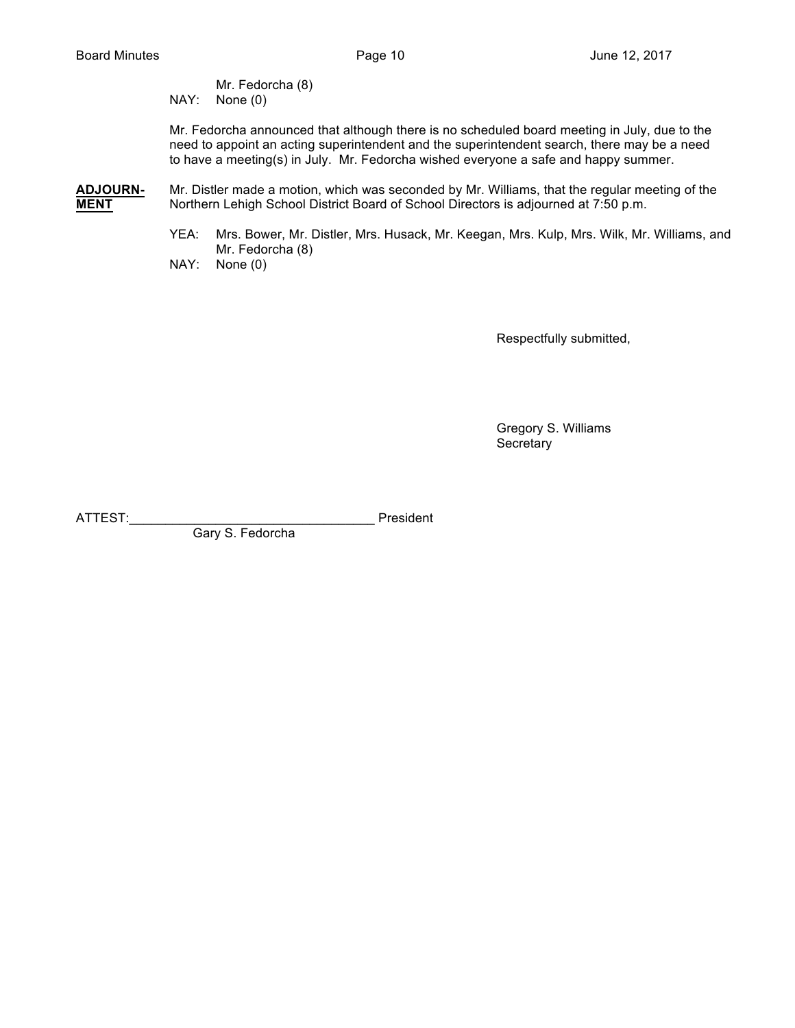Mr. Fedorcha (8)
NAY: None (0)

Mr. Fedorcha announced that although there is no scheduled board meeting in July, due to the need to appoint an acting superintendent and the superintendent search, there may be a need to have a meeting(s) in July. Mr. Fedorcha wished everyone a safe and happy summer.

**ADJOURN-MENT**

Mr. Distler made a motion, which was seconded by Mr. Williams, that the regular meeting of the Northern Lehigh School District Board of School Directors is adjourned at 7:50 p.m.

YEA: Mrs. Bower, Mr. Distler, Mrs. Husack, Mr. Keegan, Mrs. Kulp, Mrs. Wilk, Mr. Williams, and Mr. Fedorcha (8)
NAY: None (0)

Respectfully submitted,

Gregory S. Williams
Secretary

ATTEST:__________________________________ President
Gary S. Fedorcha